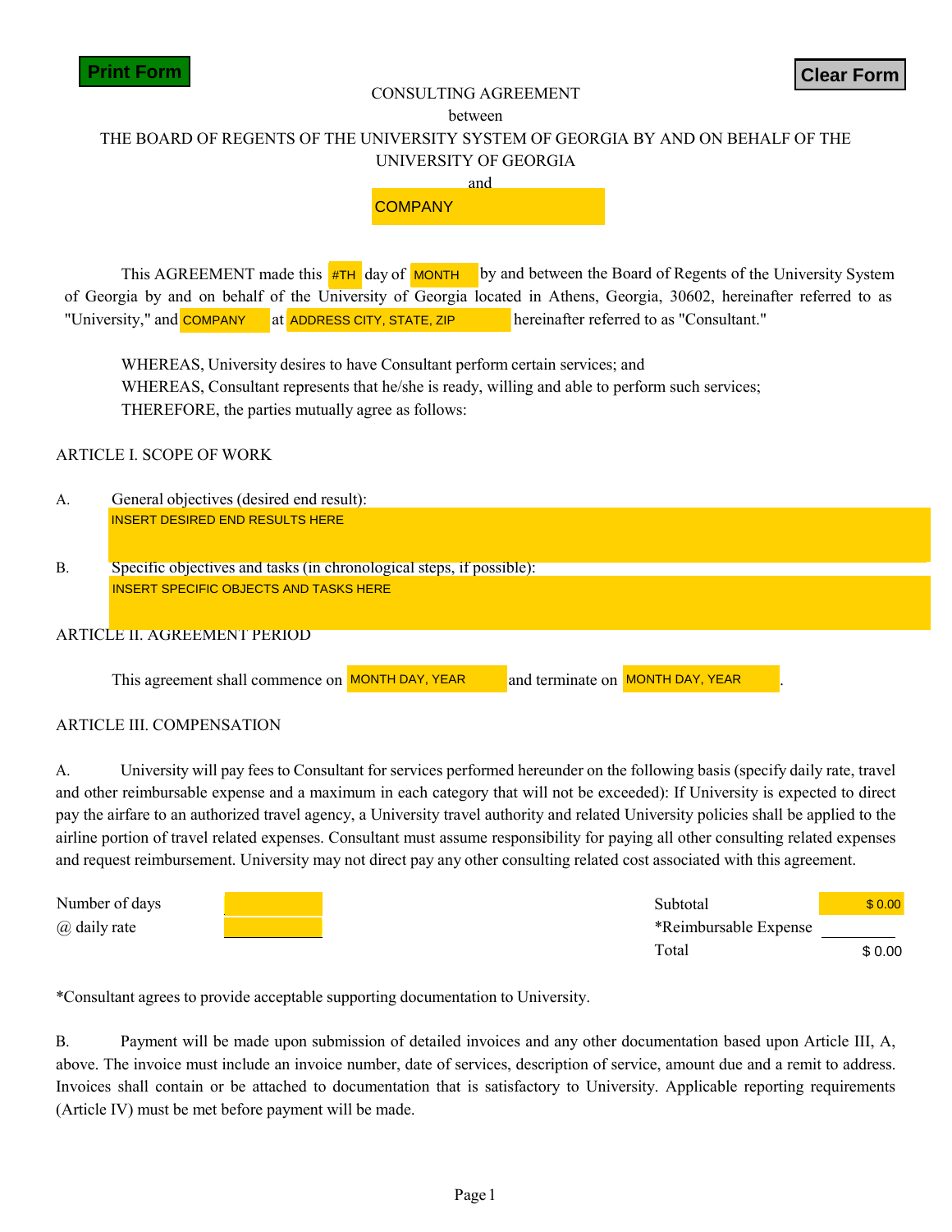Print Form

Clear Form

CONSULTING AGREEMENT

between

THE BOARD OF REGENTS OF THE UNIVERSITY SYSTEM OF GEORGIA BY AND ON BEHALF OF THE UNIVERSITY OF GEORGIA

and

COMPANY

This AGREEMENT made this #TH day of MONTH by and between the Board of Regents of the University System of Georgia by and on behalf of the University of Georgia located in Athens, Georgia, 30602, hereinafter referred to as "University," and COMPANY at ADDRESS CITY, STATE, ZIP hereinafter referred to as "Consultant."

WHEREAS, University desires to have Consultant perform certain services; and
WHEREAS, Consultant represents that he/she is ready, willing and able to perform such services;
THEREFORE, the parties mutually agree as follows:

ARTICLE I. SCOPE OF WORK

A. General objectives (desired end result):
INSERT DESIRED END RESULTS HERE

B. Specific objectives and tasks (in chronological steps, if possible):
INSERT SPECIFIC OBJECTS AND TASKS HERE

ARTICLE II. AGREEMENT PERIOD

This agreement shall commence on MONTH DAY, YEAR and terminate on MONTH DAY, YEAR.

ARTICLE III. COMPENSATION

A. University will pay fees to Consultant for services performed hereunder on the following basis (specify daily rate, travel and other reimbursable expense and a maximum in each category that will not be exceeded): If University is expected to direct pay the airfare to an authorized travel agency, a University travel authority and related University policies shall be applied to the airline portion of travel related expenses. Consultant must assume responsibility for paying all other consulting related expenses and request reimbursement. University may not direct pay any other consulting related cost associated with this agreement.

| | | | |
|---|---|---|---|
| Number of days | | Subtotal | $ 0.00 |
| @ daily rate | | *Reimbursable Expense | |
| | | Total | $ 0.00 |

*Consultant agrees to provide acceptable supporting documentation to University.

B. Payment will be made upon submission of detailed invoices and any other documentation based upon Article III, A, above. The invoice must include an invoice number, date of services, description of service, amount due and a remit to address. Invoices shall contain or be attached to documentation that is satisfactory to University. Applicable reporting requirements (Article IV) must be met before payment will be made.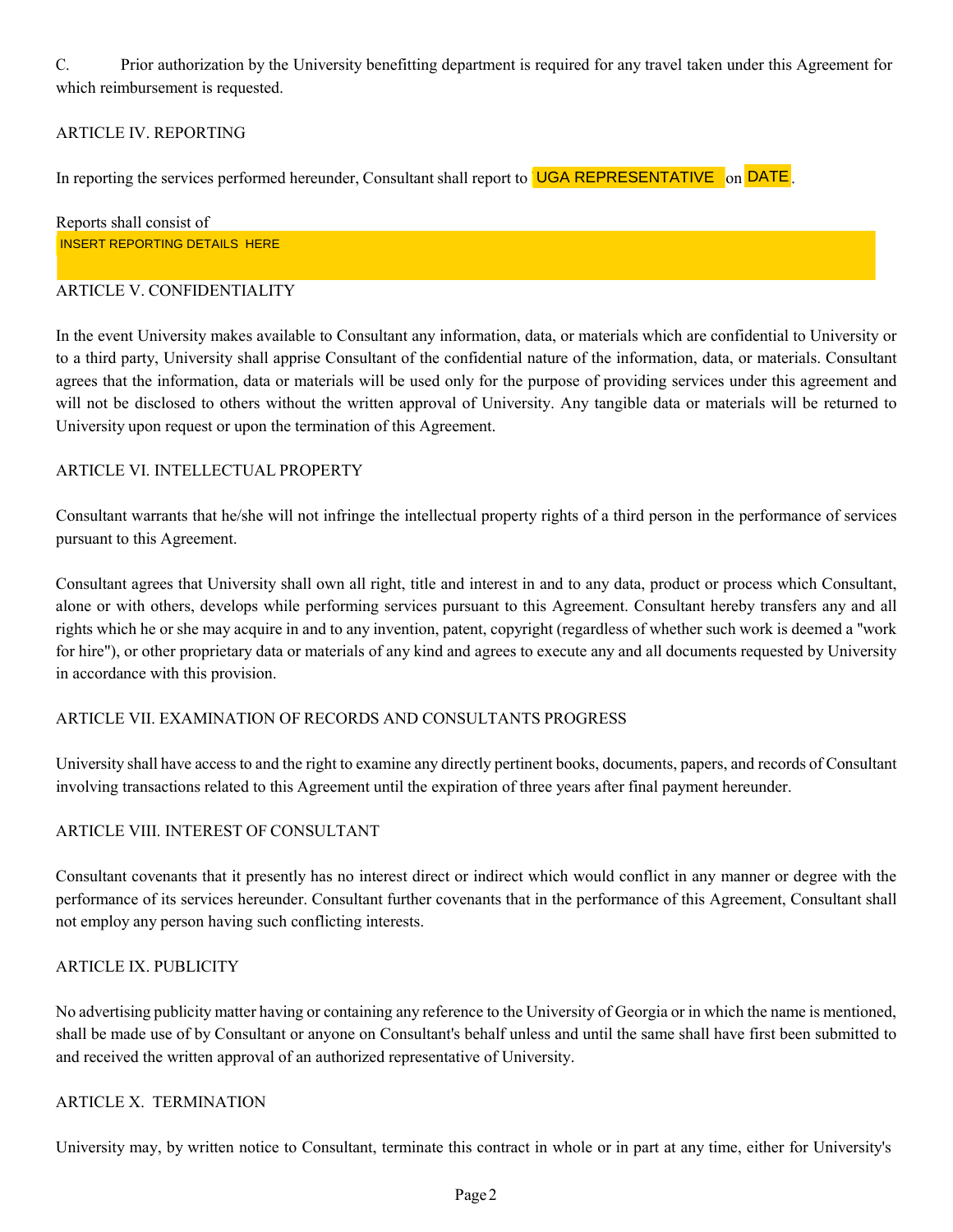C. Prior authorization by the University benefitting department is required for any travel taken under this Agreement for which reimbursement is requested.

## ARTICLE IV. REPORTING

In reporting the services performed hereunder, Consultant shall report to UGA REPRESENTATIVE on DATE.

Reports shall consist of

INSERT REPORTING DETAILS HERE

## ARTICLE V. CONFIDENTIALITY

In the event University makes available to Consultant any information, data, or materials which are confidential to University or to a third party, University shall apprise Consultant of the confidential nature of the information, data, or materials. Consultant agrees that the information, data or materials will be used only for the purpose of providing services under this agreement and will not be disclosed to others without the written approval of University. Any tangible data or materials will be returned to University upon request or upon the termination of this Agreement.

## ARTICLE VI. INTELLECTUAL PROPERTY

Consultant warrants that he/she will not infringe the intellectual property rights of a third person in the performance of services pursuant to this Agreement.

Consultant agrees that University shall own all right, title and interest in and to any data, product or process which Consultant, alone or with others, develops while performing services pursuant to this Agreement. Consultant hereby transfers any and all rights which he or she may acquire in and to any invention, patent, copyright (regardless of whether such work is deemed a "work for hire"), or other proprietary data or materials of any kind and agrees to execute any and all documents requested by University in accordance with this provision.

## ARTICLE VII. EXAMINATION OF RECORDS AND CONSULTANTS PROGRESS

University shall have access to and the right to examine any directly pertinent books, documents, papers, and records of Consultant involving transactions related to this Agreement until the expiration of three years after final payment hereunder.

## ARTICLE VIII. INTEREST OF CONSULTANT

Consultant covenants that it presently has no interest direct or indirect which would conflict in any manner or degree with the performance of its services hereunder. Consultant further covenants that in the performance of this Agreement, Consultant shall not employ any person having such conflicting interests.

## ARTICLE IX. PUBLICITY

No advertising publicity matter having or containing any reference to the University of Georgia or in which the name is mentioned, shall be made use of by Consultant or anyone on Consultant's behalf unless and until the same shall have first been submitted to and received the written approval of an authorized representative of University.

## ARTICLE X. TERMINATION

University may, by written notice to Consultant, terminate this contract in whole or in part at any time, either for University's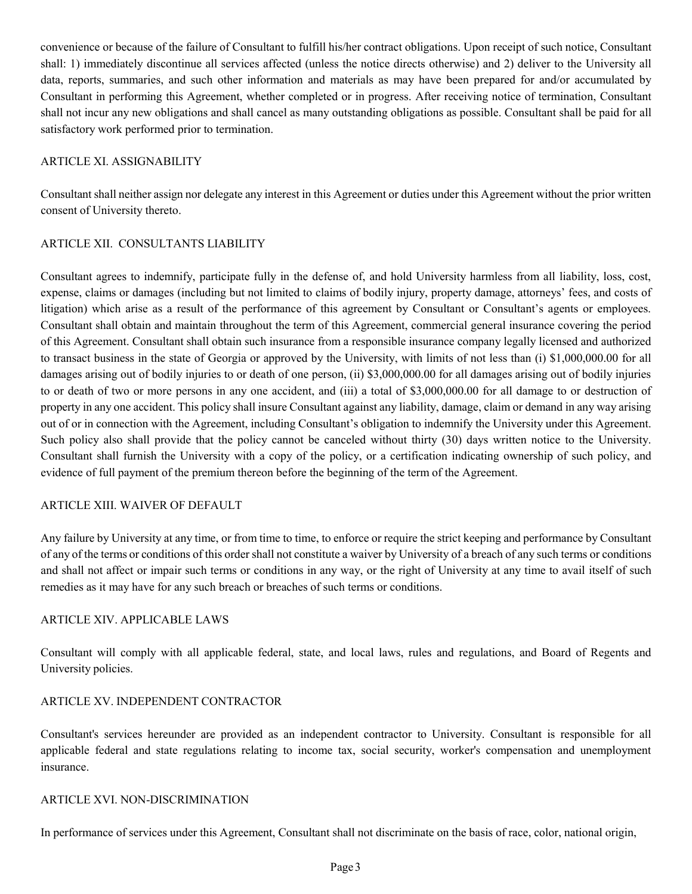convenience or because of the failure of Consultant to fulfill his/her contract obligations. Upon receipt of such notice, Consultant shall: 1) immediately discontinue all services affected (unless the notice directs otherwise) and 2) deliver to the University all data, reports, summaries, and such other information and materials as may have been prepared for and/or accumulated by Consultant in performing this Agreement, whether completed or in progress. After receiving notice of termination, Consultant shall not incur any new obligations and shall cancel as many outstanding obligations as possible. Consultant shall be paid for all satisfactory work performed prior to termination.

## ARTICLE XI. ASSIGNABILITY

Consultant shall neither assign nor delegate any interest in this Agreement or duties under this Agreement without the prior written consent of University thereto.

## ARTICLE XII. CONSULTANTS LIABILITY

Consultant agrees to indemnify, participate fully in the defense of, and hold University harmless from all liability, loss, cost, expense, claims or damages (including but not limited to claims of bodily injury, property damage, attorneys' fees, and costs of litigation) which arise as a result of the performance of this agreement by Consultant or Consultant's agents or employees. Consultant shall obtain and maintain throughout the term of this Agreement, commercial general insurance covering the period of this Agreement. Consultant shall obtain such insurance from a responsible insurance company legally licensed and authorized to transact business in the state of Georgia or approved by the University, with limits of not less than (i) $1,000,000.00 for all damages arising out of bodily injuries to or death of one person, (ii) $3,000,000.00 for all damages arising out of bodily injuries to or death of two or more persons in any one accident, and (iii) a total of $3,000,000.00 for all damage to or destruction of property in any one accident. This policy shall insure Consultant against any liability, damage, claim or demand in any way arising out of or in connection with the Agreement, including Consultant's obligation to indemnify the University under this Agreement. Such policy also shall provide that the policy cannot be canceled without thirty (30) days written notice to the University. Consultant shall furnish the University with a copy of the policy, or a certification indicating ownership of such policy, and evidence of full payment of the premium thereon before the beginning of the term of the Agreement.

## ARTICLE XIII. WAIVER OF DEFAULT

Any failure by University at any time, or from time to time, to enforce or require the strict keeping and performance by Consultant of any of the terms or conditions of this order shall not constitute a waiver by University of a breach of any such terms or conditions and shall not affect or impair such terms or conditions in any way, or the right of University at any time to avail itself of such remedies as it may have for any such breach or breaches of such terms or conditions.

## ARTICLE XIV. APPLICABLE LAWS

Consultant will comply with all applicable federal, state, and local laws, rules and regulations, and Board of Regents and University policies.

## ARTICLE XV. INDEPENDENT CONTRACTOR

Consultant's services hereunder are provided as an independent contractor to University. Consultant is responsible for all applicable federal and state regulations relating to income tax, social security, worker's compensation and unemployment insurance.

## ARTICLE XVI. NON-DISCRIMINATION

In performance of services under this Agreement, Consultant shall not discriminate on the basis of race, color, national origin,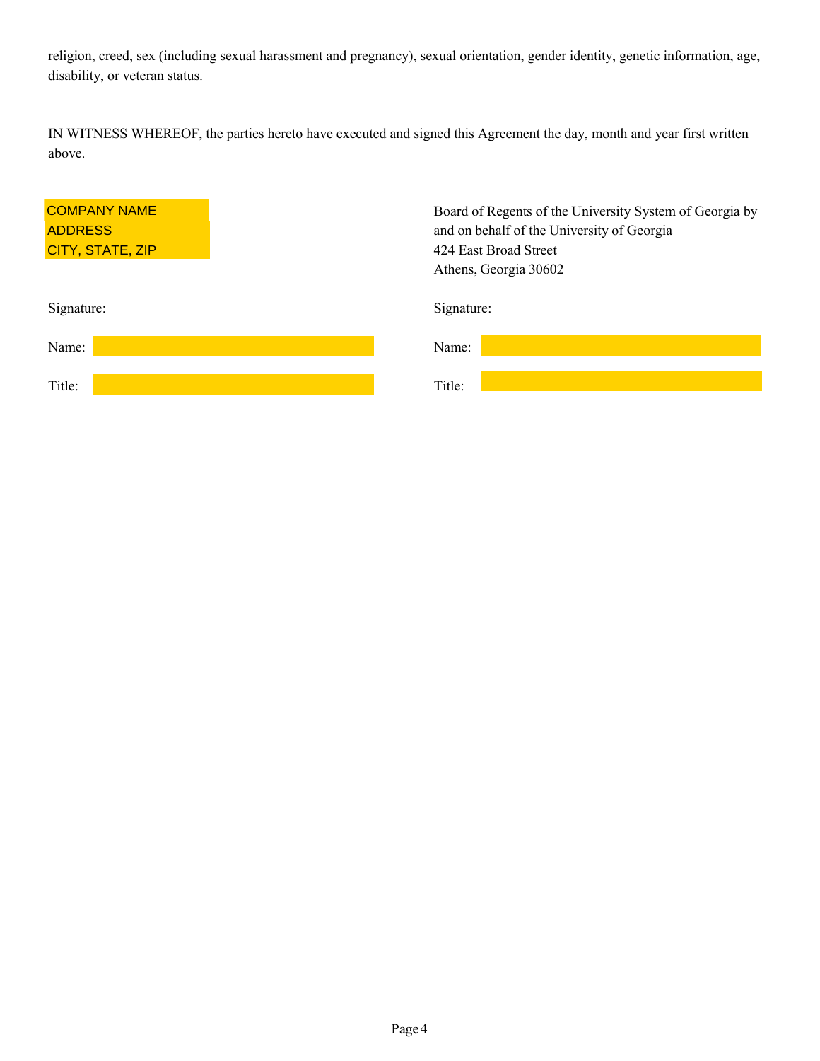religion, creed, sex (including sexual harassment and pregnancy), sexual orientation, gender identity, genetic information, age, disability, or veteran status.

IN WITNESS WHEREOF, the parties hereto have executed and signed this Agreement the day, month and year first written above.

| | |
|---|---|
| COMPANY NAME<br>ADDRESS<br>CITY, STATE, ZIP | Board of Regents of the University System of Georgia by and on behalf of the University of Georgia<br>424 East Broad Street<br>Athens, Georgia 30602 |
| Signature: ______________________ | Signature: ______________________ |
| Name: | Name: |
| Title: | Title: |